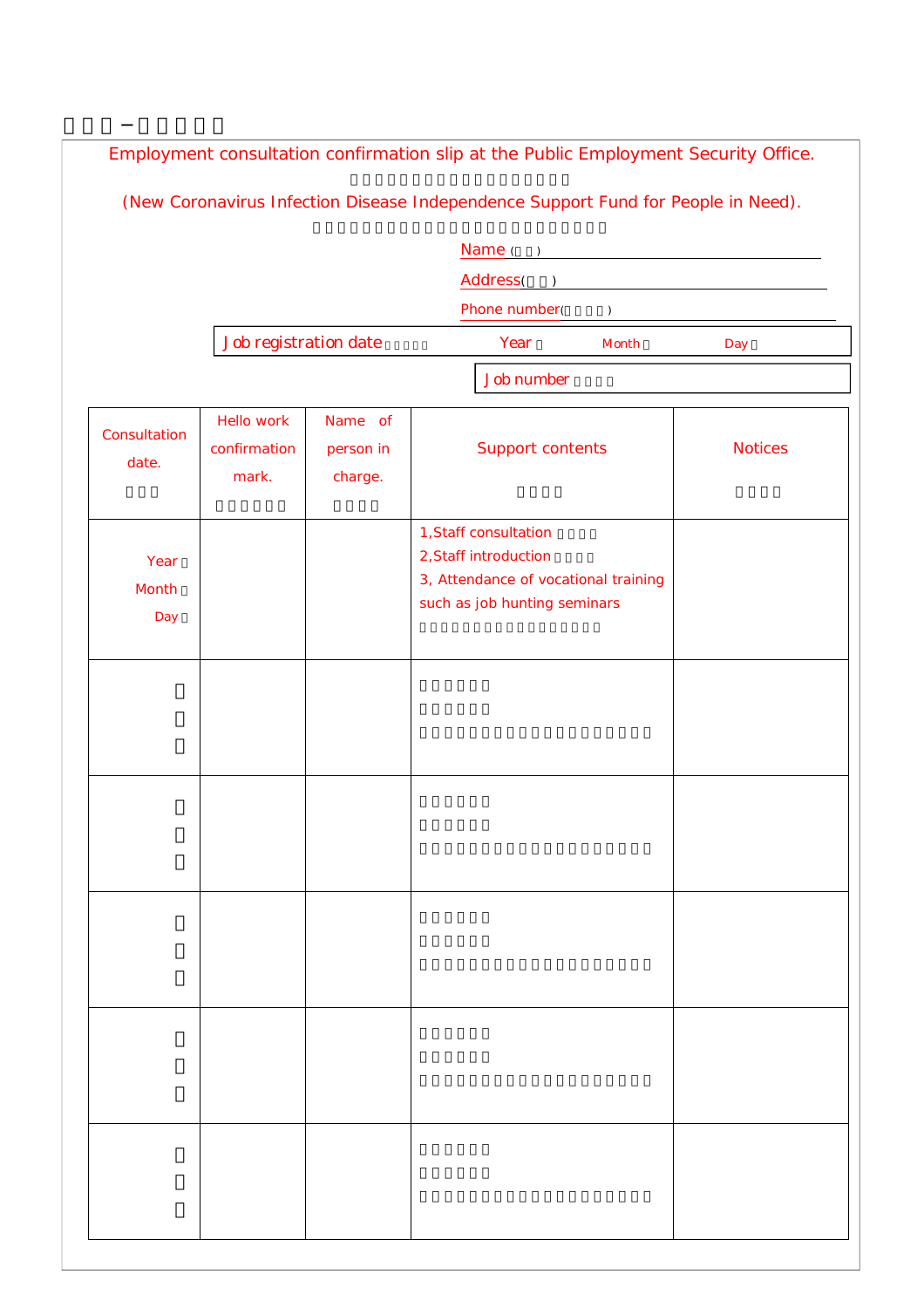Employment consultation confirmation slip at the Public Employment Security Office.

(New Coronavirus Infection Disease Independence Support Fund for People in Need).

Name

Address

Phone number

| Job registration date | Year | Month | Day |
|---|---|---|---|

| Job number | |
|---|---|

| Consultation date. | Hello work confirmation mark. | Name of person in charge. | Support contents | Notices |
|---|---|---|---|---|
| Year Month Day | | | 1,Staff consultation<br>2,Staff introduction<br>3, Attendance of vocational training such as job hunting seminars | |
| | | | | |
| | | | | |
| | | | | |
| | | | | |
| | | | | |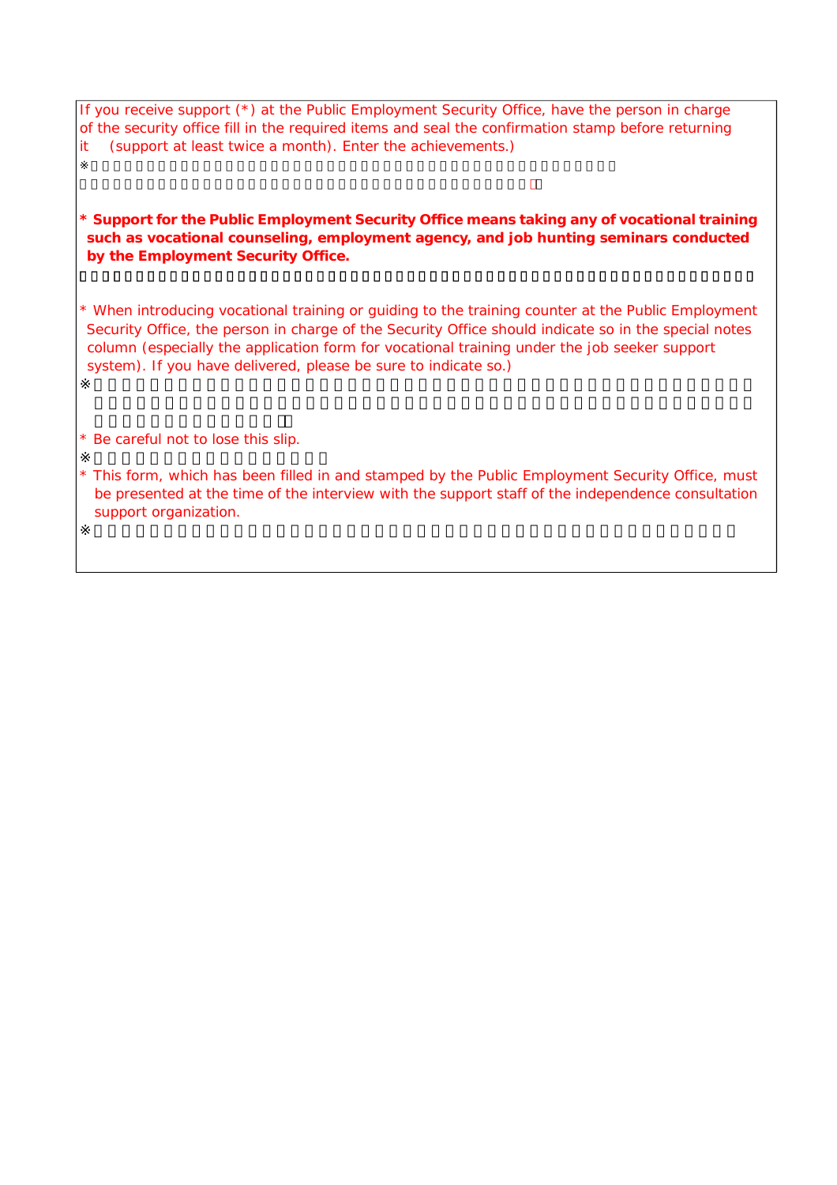If you receive support (*) at the Public Employment Security Office, have the person in charge of the security office fill in the required items and seal the confirmation stamp before returning it (support at least twice a month). Enter the achievements.)

**\* Support for the Public Employment Security Office means taking any of vocational training such as vocational counseling, employment agency, and job hunting seminars conducted by the Employment Security Office.**

\* When introducing vocational training or guiding to the training counter at the Public Employment Security Office, the person in charge of the Security Office should indicate so in the special notes column (especially the application form for vocational training under the job seeker support system). If you have delivered, please be sure to indicate so.)

\* Be careful not to lose this slip.

\* This form, which has been filled in and stamped by the Public Employment Security Office, must be presented at the time of the interview with the support staff of the independence consultation support organization.